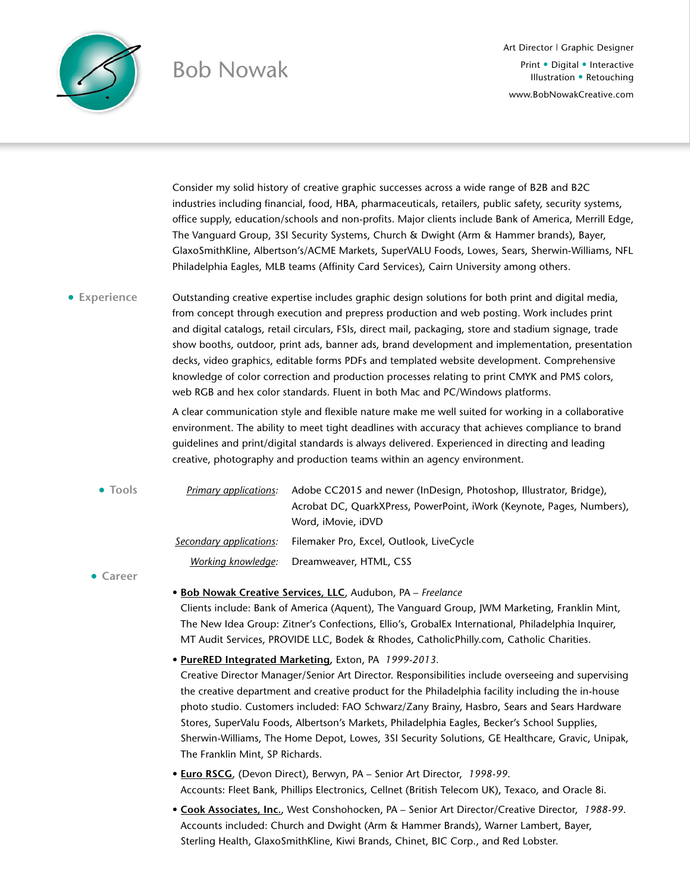# Bob Nowak

Art Director | Graphic Designer

Print • Digital • Interactive
Illustration • Retouching

www.BobNowakCreative.com

Consider my solid history of creative graphic successes across a wide range of B2B and B2C industries including financial, food, HBA, pharmaceuticals, retailers, public safety, security systems, office supply, education/schools and non-profits. Major clients include Bank of America, Merrill Edge, The Vanguard Group, 3SI Security Systems, Church & Dwight (Arm & Hammer brands), Bayer, GlaxoSmithKline, Albertson's/ACME Markets, SuperVALU Foods, Lowes, Sears, Sherwin-Williams, NFL Philadelphia Eagles, MLB teams (Affinity Card Services), Cairn University among others.

## • Experience

Outstanding creative expertise includes graphic design solutions for both print and digital media, from concept through execution and prepress production and web posting. Work includes print and digital catalogs, retail circulars, FSIs, direct mail, packaging, store and stadium signage, trade show booths, outdoor, print ads, banner ads, brand development and implementation, presentation decks, video graphics, editable forms PDFs and templated website development. Comprehensive knowledge of color correction and production processes relating to print CMYK and PMS colors, web RGB and hex color standards. Fluent in both Mac and PC/Windows platforms.

A clear communication style and flexible nature make me well suited for working in a collaborative environment. The ability to meet tight deadlines with accuracy that achieves compliance to brand guidelines and print/digital standards is always delivered. Experienced in directing and leading creative, photography and production teams within an agency environment.

## • Tools

*Primary applications:* Adobe CC2015 and newer (InDesign, Photoshop, Illustrator, Bridge), Acrobat DC, QuarkXPress, PowerPoint, iWork (Keynote, Pages, Numbers), Word, iMovie, iDVD

*Secondary applications:* Filemaker Pro, Excel, Outlook, LiveCycle

*Working knowledge:* Dreamweaver, HTML, CSS

## • Career

- **Bob Nowak Creative Services, LLC**, Audubon, PA – *Freelance*
  Clients include: Bank of America (Aquent), The Vanguard Group, JWM Marketing, Franklin Mint, The New Idea Group: Zitner's Confections, Ellio's, GrobalEx International, Philadelphia Inquirer, MT Audit Services, PROVIDE LLC, Bodek & Rhodes, CatholicPhilly.com, Catholic Charities.

- **PureRED Integrated Marketing**, Exton, PA *1999-2013.*
  Creative Director Manager/Senior Art Director. Responsibilities include overseeing and supervising the creative department and creative product for the Philadelphia facility including the in-house photo studio. Customers included: FAO Schwarz/Zany Brainy, Hasbro, Sears and Sears Hardware Stores, SuperValu Foods, Albertson's Markets, Philadelphia Eagles, Becker's School Supplies, Sherwin-Williams, The Home Depot, Lowes, 3SI Security Solutions, GE Healthcare, Gravic, Unipak, The Franklin Mint, SP Richards.

- **Euro RSCG**, (Devon Direct), Berwyn, PA – Senior Art Director, *1998-99.*
  Accounts: Fleet Bank, Phillips Electronics, Cellnet (British Telecom UK), Texaco, and Oracle 8i.

- **Cook Associates, Inc.**, West Conshohocken, PA – Senior Art Director/Creative Director, *1988-99.*
  Accounts included: Church and Dwight (Arm & Hammer Brands), Warner Lambert, Bayer, Sterling Health, GlaxoSmithKline, Kiwi Brands, Chinet, BIC Corp., and Red Lobster.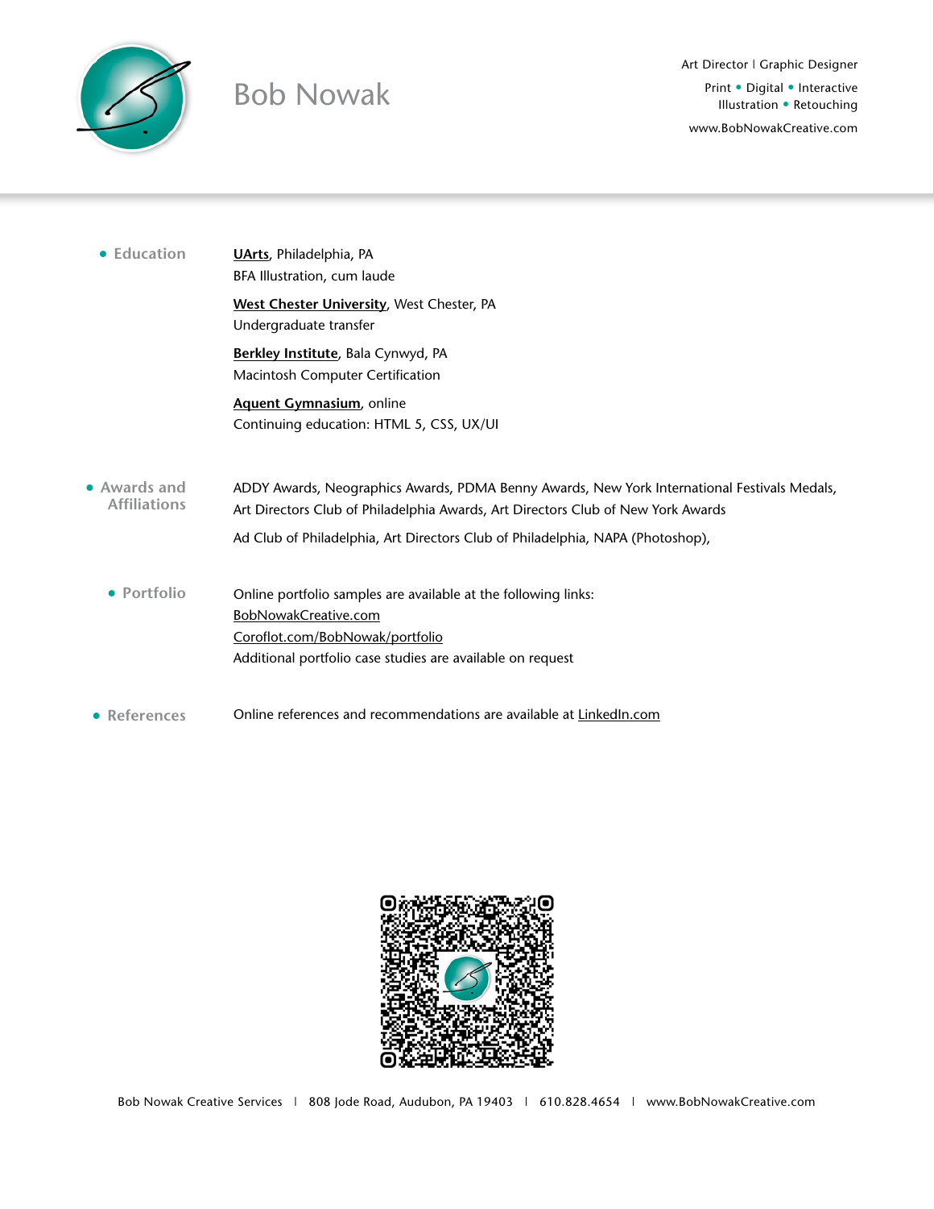# Bob Nowak

Art Director | Graphic Designer

Print • Digital • Interactive
Illustration • Retouching

www.BobNowakCreative.com

## Education

**UArts**, Philadelphia, PA
BFA Illustration, cum laude

**West Chester University**, West Chester, PA
Undergraduate transfer

**Berkley Institute**, Bala Cynwyd, PA
Macintosh Computer Certification

**Aquent Gymnasium**, online
Continuing education: HTML 5, CSS, UX/UI

## Awards and Affiliations

ADDY Awards, Neographics Awards, PDMA Benny Awards, New York International Festivals Medals, Art Directors Club of Philadelphia Awards, Art Directors Club of New York Awards

Ad Club of Philadelphia, Art Directors Club of Philadelphia, NAPA (Photoshop),

## Portfolio

Online portfolio samples are available at the following links:
BobNowakCreative.com
Coroflot.com/BobNowak/portfolio
Additional portfolio case studies are available on request

## References

Online references and recommendations are available at LinkedIn.com

Bob Nowak Creative Services | 808 Jode Road, Audubon, PA 19403 | 610.828.4654 | www.BobNowakCreative.com